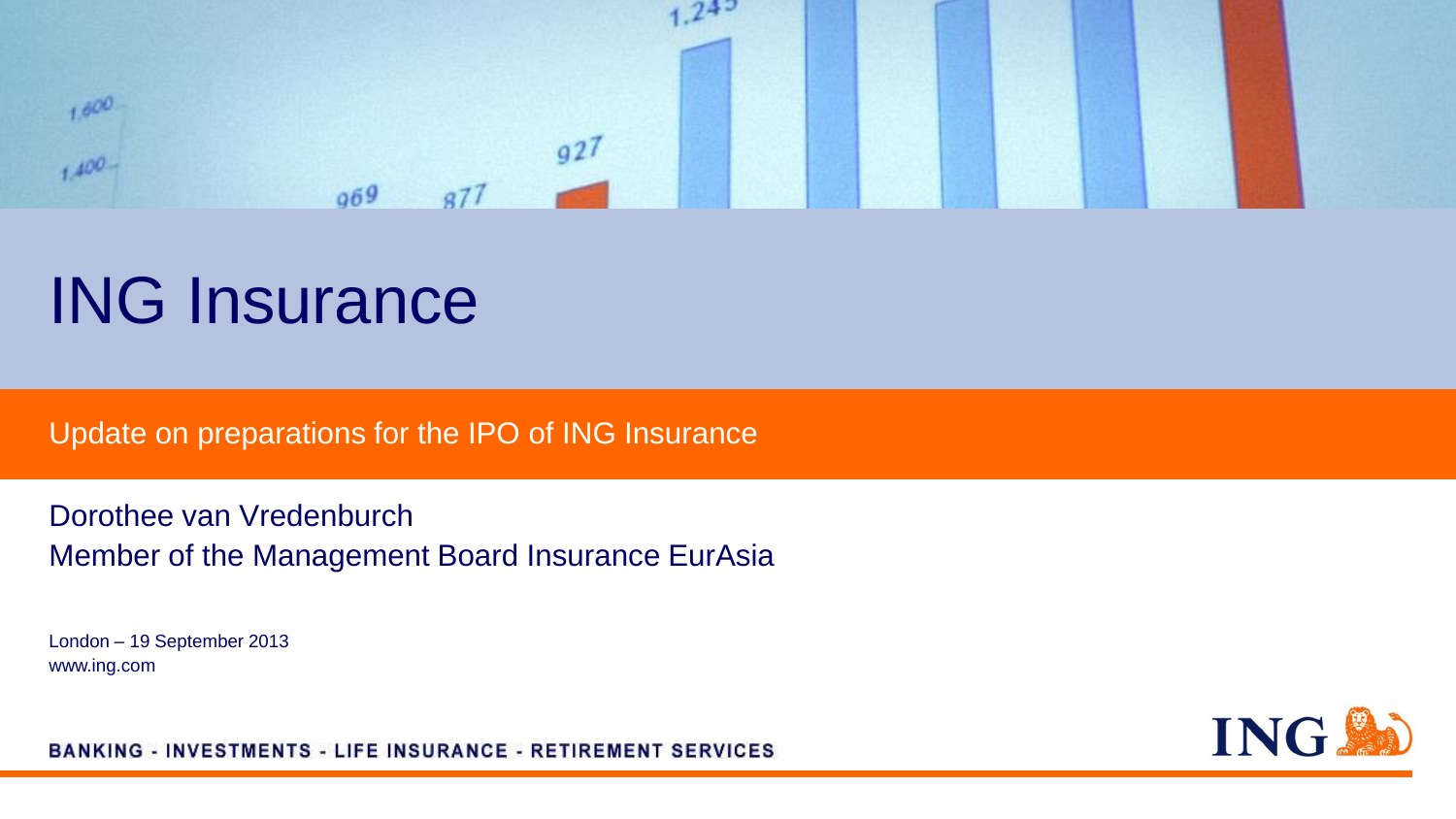# ING Insurance

## Update on preparations for the IPO of ING Insurance

Dorothee van Vredenburch
Member of the Management Board Insurance EurAsia

London – 19 September 2013
www.ing.com

BANKING - INVESTMENTS - LIFE INSURANCE - RETIREMENT SERVICES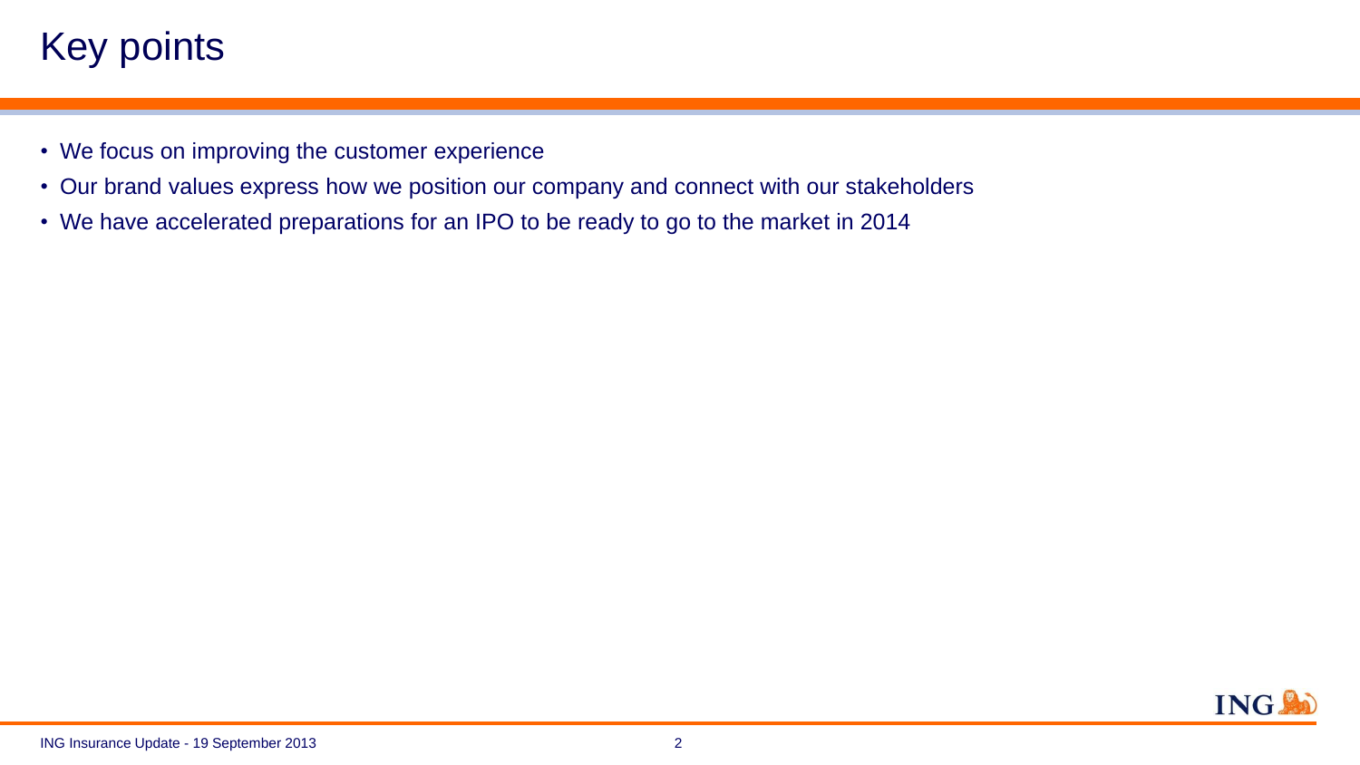# Key points

- We focus on improving the customer experience
- Our brand values express how we position our company and connect with our stakeholders
- We have accelerated preparations for an IPO to be ready to go to the market in 2014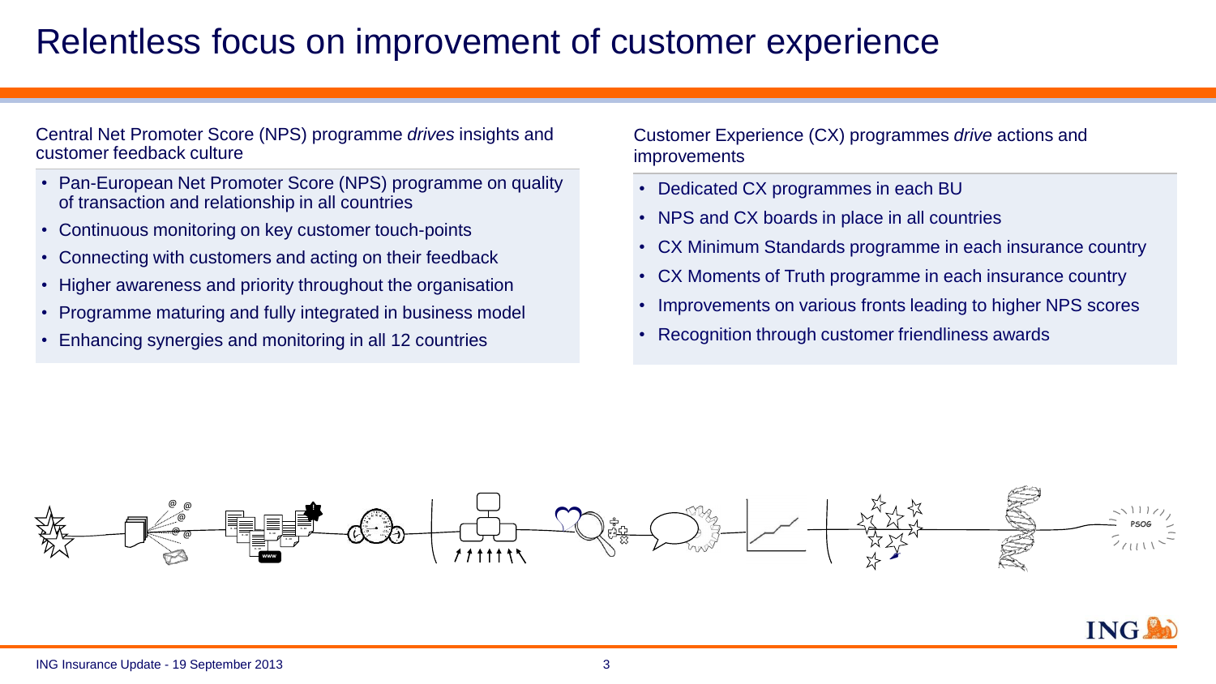# Relentless focus on improvement of customer experience

Central Net Promoter Score (NPS) programme *drives* insights and customer feedback culture

- Pan-European Net Promoter Score (NPS) programme on quality of transaction and relationship in all countries
- Continuous monitoring on key customer touch-points
- Connecting with customers and acting on their feedback
- Higher awareness and priority throughout the organisation
- Programme maturing and fully integrated in business model
- Enhancing synergies and monitoring in all 12 countries

Customer Experience (CX) programmes *drive* actions and improvements

- Dedicated CX programmes in each BU
- NPS and CX boards in place in all countries
- CX Minimum Standards programme in each insurance country
- CX Moments of Truth programme in each insurance country
- Improvements on various fronts leading to higher NPS scores
- Recognition through customer friendliness awards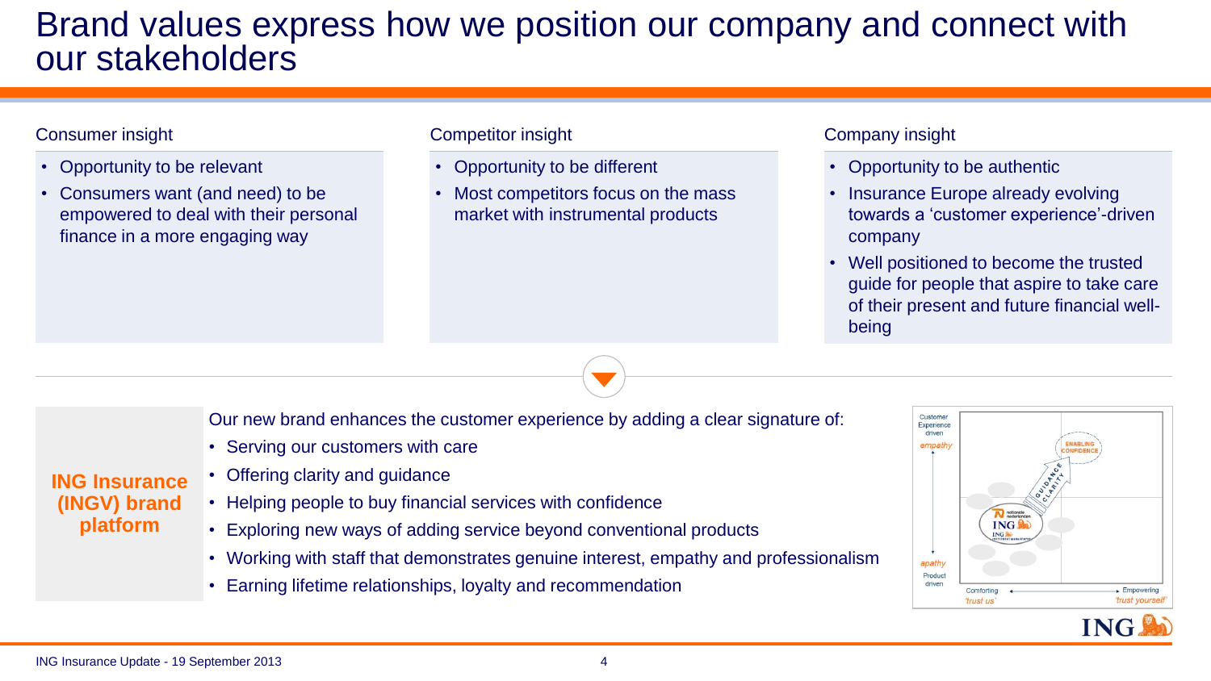# Brand values express how we position our company and connect with our stakeholders

### Consumer insight

- Opportunity to be relevant
- Consumers want (and need) to be empowered to deal with their personal finance in a more engaging way

### Competitor insight

- Opportunity to be different
- Most competitors focus on the mass market with instrumental products

### Company insight

- Opportunity to be authentic
- Insurance Europe already evolving towards a 'customer experience'-driven company
- Well positioned to become the trusted guide for people that aspire to take care of their present and future financial well-being

### ING Insurance (INGV) brand platform

Our new brand enhances the customer experience by adding a clear signature of:

- Serving our customers with care
- Offering clarity and guidance
- Helping people to buy financial services with confidence
- Exploring new ways of adding service beyond conventional products
- Working with staff that demonstrates genuine interest, empathy and professionalism
- Earning lifetime relationships, loyalty and recommendation

Customer Experience driven *empathy* — Product driven *apathy*; Comforting *'trust us'* — Empowering *'trust yourself'*; GUIDANCE CLARITY → ENABLING CONFIDENCE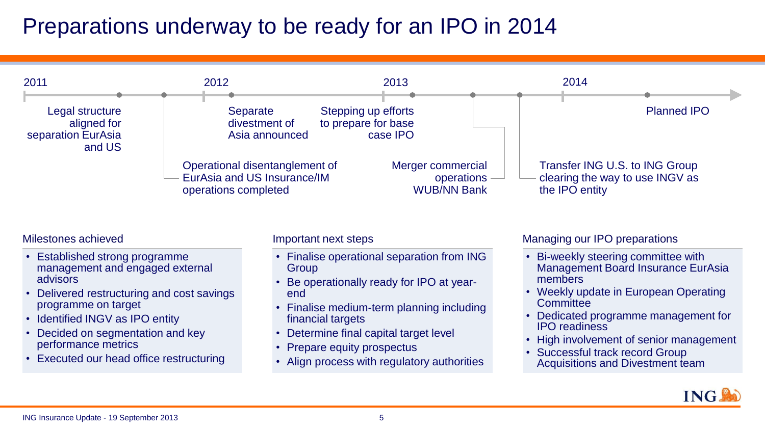# Preparations underway to be ready for an IPO in 2014

**2011**
- Legal structure aligned for separation EurAsia and US
- Operational disentanglement of EurAsia and US Insurance/IM operations completed

**2012**
- Separate divestment of Asia announced
- Stepping up efforts to prepare for base case IPO

**2013**
- Merger commercial operations WUB/NN Bank
- Transfer ING U.S. to ING Group clearing the way to use INGV as the IPO entity

**2014**
- Planned IPO

### Milestones achieved

- Established strong programme management and engaged external advisors
- Delivered restructuring and cost savings programme on target
- Identified INGV as IPO entity
- Decided on segmentation and key performance metrics
- Executed our head office restructuring

### Important next steps

- Finalise operational separation from ING Group
- Be operationally ready for IPO at year-end
- Finalise medium-term planning including financial targets
- Determine final capital target level
- Prepare equity prospectus
- Align process with regulatory authorities

### Managing our IPO preparations

- Bi-weekly steering committee with Management Board Insurance EurAsia members
- Weekly update in European Operating Committee
- Dedicated programme management for IPO readiness
- High involvement of senior management
- Successful track record Group Acquisitions and Divestment team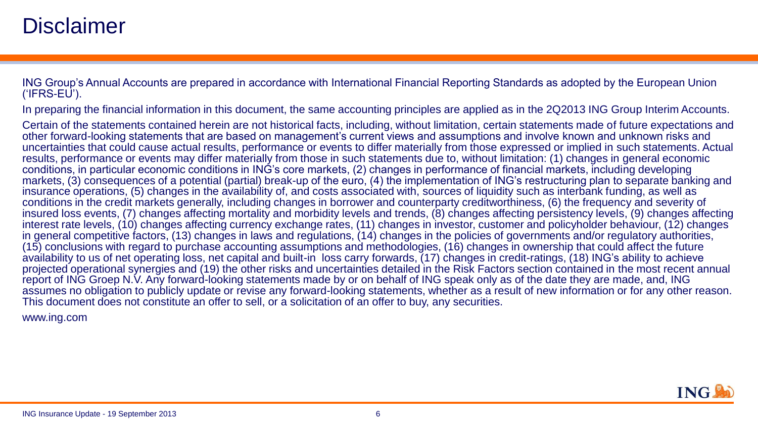# Disclaimer

ING Group's Annual Accounts are prepared in accordance with International Financial Reporting Standards as adopted by the European Union ('IFRS-EU').

In preparing the financial information in this document, the same accounting principles are applied as in the 2Q2013 ING Group Interim Accounts.

Certain of the statements contained herein are not historical facts, including, without limitation, certain statements made of future expectations and other forward-looking statements that are based on management's current views and assumptions and involve known and unknown risks and uncertainties that could cause actual results, performance or events to differ materially from those expressed or implied in such statements. Actual results, performance or events may differ materially from those in such statements due to, without limitation: (1) changes in general economic conditions, in particular economic conditions in ING's core markets, (2) changes in performance of financial markets, including developing markets, (3) consequences of a potential (partial) break-up of the euro, (4) the implementation of ING's restructuring plan to separate banking and insurance operations, (5) changes in the availability of, and costs associated with, sources of liquidity such as interbank funding, as well as conditions in the credit markets generally, including changes in borrower and counterparty creditworthiness, (6) the frequency and severity of insured loss events, (7) changes affecting mortality and morbidity levels and trends, (8) changes affecting persistency levels, (9) changes affecting interest rate levels, (10) changes affecting currency exchange rates, (11) changes in investor, customer and policyholder behaviour, (12) changes in general competitive factors, (13) changes in laws and regulations, (14) changes in the policies of governments and/or regulatory authorities, (15) conclusions with regard to purchase accounting assumptions and methodologies, (16) changes in ownership that could affect the future availability to us of net operating loss, net capital and built-in loss carry forwards, (17) changes in credit-ratings, (18) ING's ability to achieve projected operational synergies and (19) the other risks and uncertainties detailed in the Risk Factors section contained in the most recent annual report of ING Groep N.V. Any forward-looking statements made by or on behalf of ING speak only as of the date they are made, and, ING assumes no obligation to publicly update or revise any forward-looking statements, whether as a result of new information or for any other reason. This document does not constitute an offer to sell, or a solicitation of an offer to buy, any securities.

www.ing.com